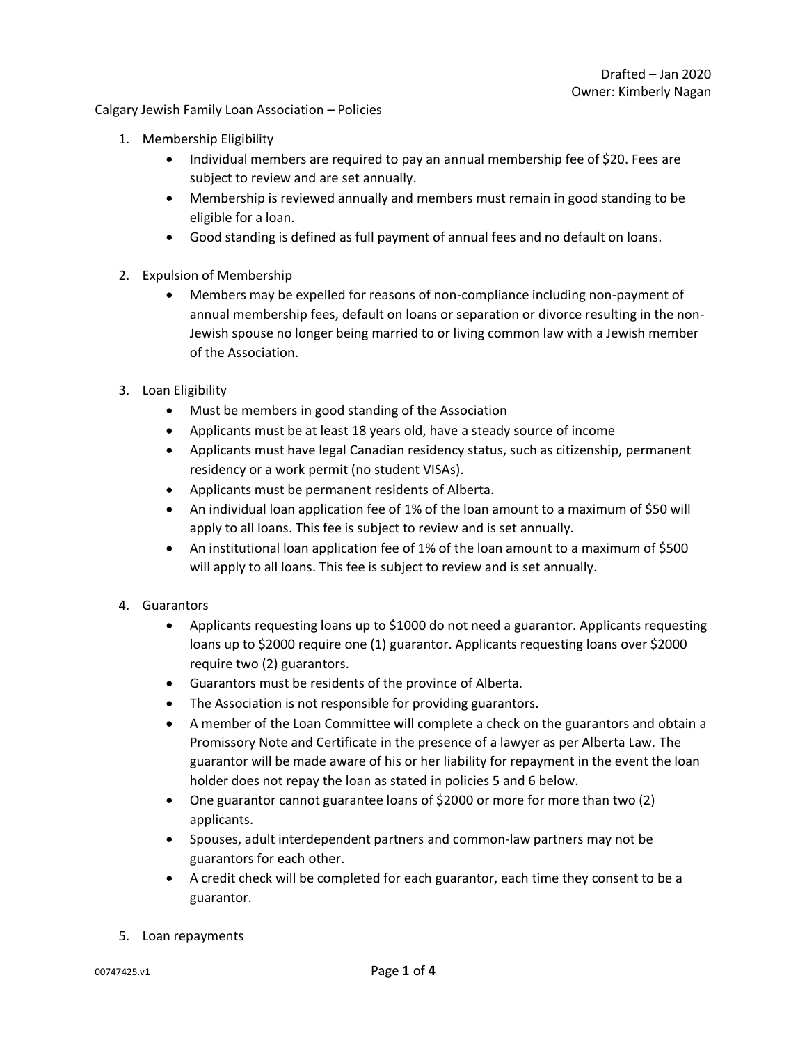Drafted – Jan 2020
Owner: Kimberly Nagan

Calgary Jewish Family Loan Association – Policies

1. Membership Eligibility
   - Individual members are required to pay an annual membership fee of $20. Fees are subject to review and are set annually.
   - Membership is reviewed annually and members must remain in good standing to be eligible for a loan.
   - Good standing is defined as full payment of annual fees and no default on loans.

2. Expulsion of Membership
   - Members may be expelled for reasons of non-compliance including non-payment of annual membership fees, default on loans or separation or divorce resulting in the non-Jewish spouse no longer being married to or living common law with a Jewish member of the Association.

3. Loan Eligibility
   - Must be members in good standing of the Association
   - Applicants must be at least 18 years old, have a steady source of income
   - Applicants must have legal Canadian residency status, such as citizenship, permanent residency or a work permit (no student VISAs).
   - Applicants must be permanent residents of Alberta.
   - An individual loan application fee of 1% of the loan amount to a maximum of $50 will apply to all loans. This fee is subject to review and is set annually.
   - An institutional loan application fee of 1% of the loan amount to a maximum of $500 will apply to all loans. This fee is subject to review and is set annually.

4. Guarantors
   - Applicants requesting loans up to $1000 do not need a guarantor. Applicants requesting loans up to $2000 require one (1) guarantor. Applicants requesting loans over $2000 require two (2) guarantors.
   - Guarantors must be residents of the province of Alberta.
   - The Association is not responsible for providing guarantors.
   - A member of the Loan Committee will complete a check on the guarantors and obtain a Promissory Note and Certificate in the presence of a lawyer as per Alberta Law. The guarantor will be made aware of his or her liability for repayment in the event the loan holder does not repay the loan as stated in policies 5 and 6 below.
   - One guarantor cannot guarantee loans of $2000 or more for more than two (2) applicants.
   - Spouses, adult interdependent partners and common-law partners may not be guarantors for each other.
   - A credit check will be completed for each guarantor, each time they consent to be a guarantor.

5. Loan repayments

00747425.v1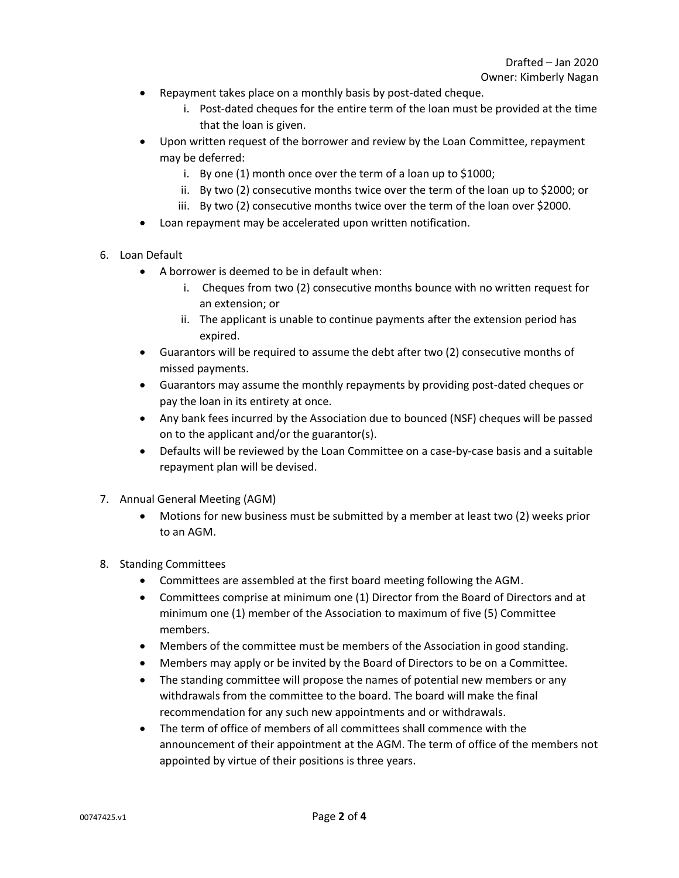- Repayment takes place on a monthly basis by post-dated cheque.
    i. Post-dated cheques for the entire term of the loan must be provided at the time that the loan is given.
- Upon written request of the borrower and review by the Loan Committee, repayment may be deferred:
    i. By one (1) month once over the term of a loan up to $1000;
    ii. By two (2) consecutive months twice over the term of the loan up to $2000; or
    iii. By two (2) consecutive months twice over the term of the loan over $2000.
- Loan repayment may be accelerated upon written notification.

6. Loan Default
    - A borrower is deemed to be in default when:
        i. Cheques from two (2) consecutive months bounce with no written request for an extension; or
        ii. The applicant is unable to continue payments after the extension period has expired.
    - Guarantors will be required to assume the debt after two (2) consecutive months of missed payments.
    - Guarantors may assume the monthly repayments by providing post-dated cheques or pay the loan in its entirety at once.
    - Any bank fees incurred by the Association due to bounced (NSF) cheques will be passed on to the applicant and/or the guarantor(s).
    - Defaults will be reviewed by the Loan Committee on a case-by-case basis and a suitable repayment plan will be devised.

7. Annual General Meeting (AGM)
    - Motions for new business must be submitted by a member at least two (2) weeks prior to an AGM.

8. Standing Committees
    - Committees are assembled at the first board meeting following the AGM.
    - Committees comprise at minimum one (1) Director from the Board of Directors and at minimum one (1) member of the Association to maximum of five (5) Committee members.
    - Members of the committee must be members of the Association in good standing.
    - Members may apply or be invited by the Board of Directors to be on a Committee.
    - The standing committee will propose the names of potential new members or any withdrawals from the committee to the board. The board will make the final recommendation for any such new appointments and or withdrawals.
    - The term of office of members of all committees shall commence with the announcement of their appointment at the AGM. The term of office of the members not appointed by virtue of their positions is three years.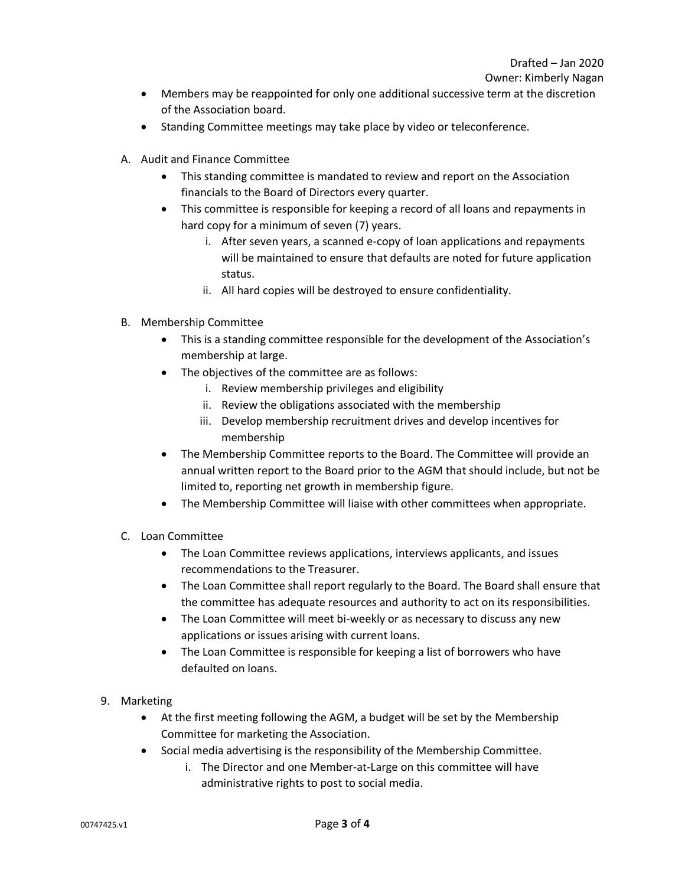- Members may be reappointed for only one additional successive term at the discretion of the Association board.
- Standing Committee meetings may take place by video or teleconference.

A. Audit and Finance Committee
   - This standing committee is mandated to review and report on the Association financials to the Board of Directors every quarter.
   - This committee is responsible for keeping a record of all loans and repayments in hard copy for a minimum of seven (7) years.
      i. After seven years, a scanned e-copy of loan applications and repayments will be maintained to ensure that defaults are noted for future application status.
      ii. All hard copies will be destroyed to ensure confidentiality.

B. Membership Committee
   - This is a standing committee responsible for the development of the Association's membership at large.
   - The objectives of the committee are as follows:
      i. Review membership privileges and eligibility
      ii. Review the obligations associated with the membership
      iii. Develop membership recruitment drives and develop incentives for membership
   - The Membership Committee reports to the Board. The Committee will provide an annual written report to the Board prior to the AGM that should include, but not be limited to, reporting net growth in membership figure.
   - The Membership Committee will liaise with other committees when appropriate.

C. Loan Committee
   - The Loan Committee reviews applications, interviews applicants, and issues recommendations to the Treasurer.
   - The Loan Committee shall report regularly to the Board. The Board shall ensure that the committee has adequate resources and authority to act on its responsibilities.
   - The Loan Committee will meet bi-weekly or as necessary to discuss any new applications or issues arising with current loans.
   - The Loan Committee is responsible for keeping a list of borrowers who have defaulted on loans.

9. Marketing
   - At the first meeting following the AGM, a budget will be set by the Membership Committee for marketing the Association.
   - Social media advertising is the responsibility of the Membership Committee.
      i. The Director and one Member-at-Large on this committee will have administrative rights to post to social media.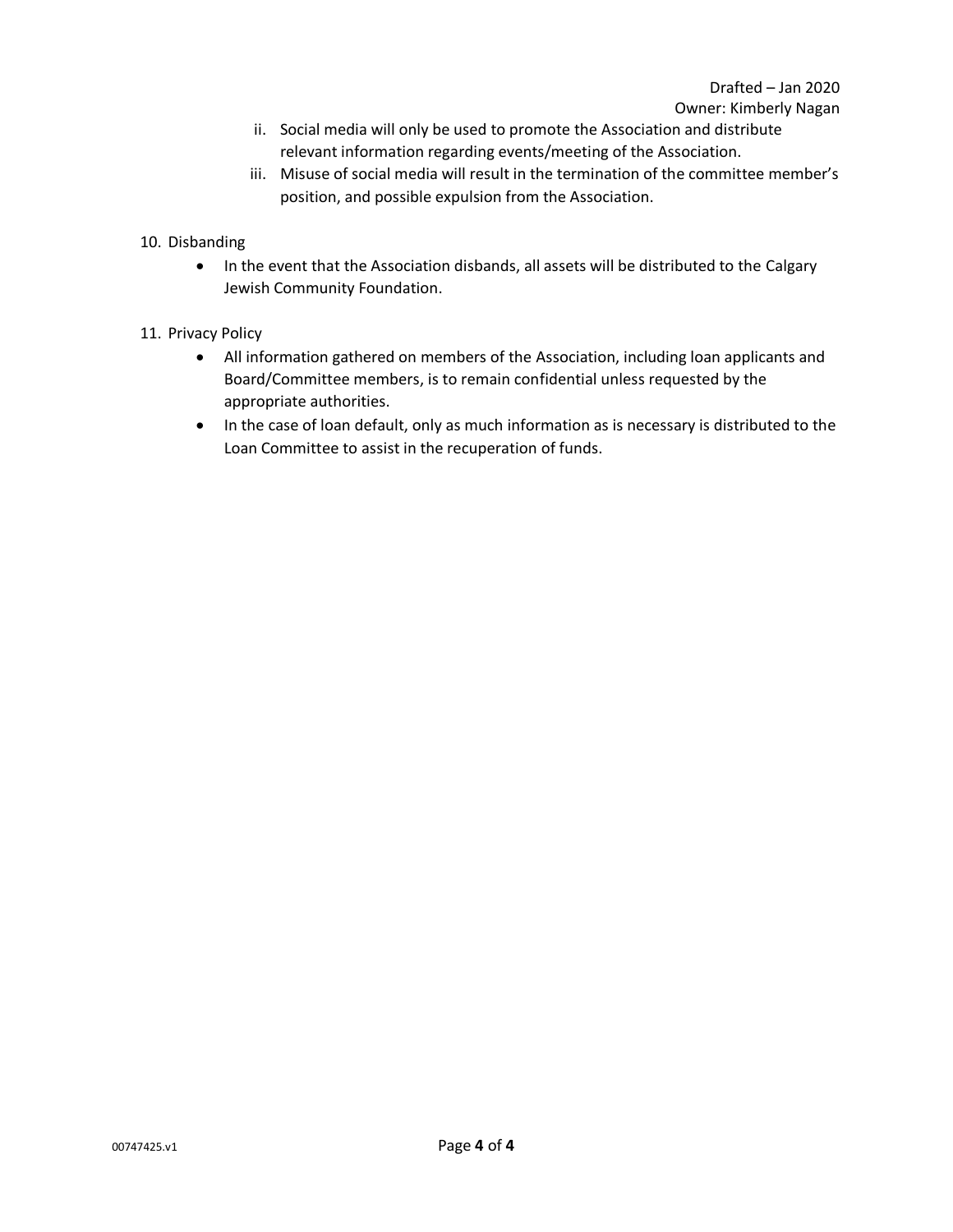ii. Social media will only be used to promote the Association and distribute relevant information regarding events/meeting of the Association.
   iii. Misuse of social media will result in the termination of the committee member's position, and possible expulsion from the Association.

10. Disbanding
    - In the event that the Association disbands, all assets will be distributed to the Calgary Jewish Community Foundation.

11. Privacy Policy
    - All information gathered on members of the Association, including loan applicants and Board/Committee members, is to remain confidential unless requested by the appropriate authorities.
    - In the case of loan default, only as much information as is necessary is distributed to the Loan Committee to assist in the recuperation of funds.